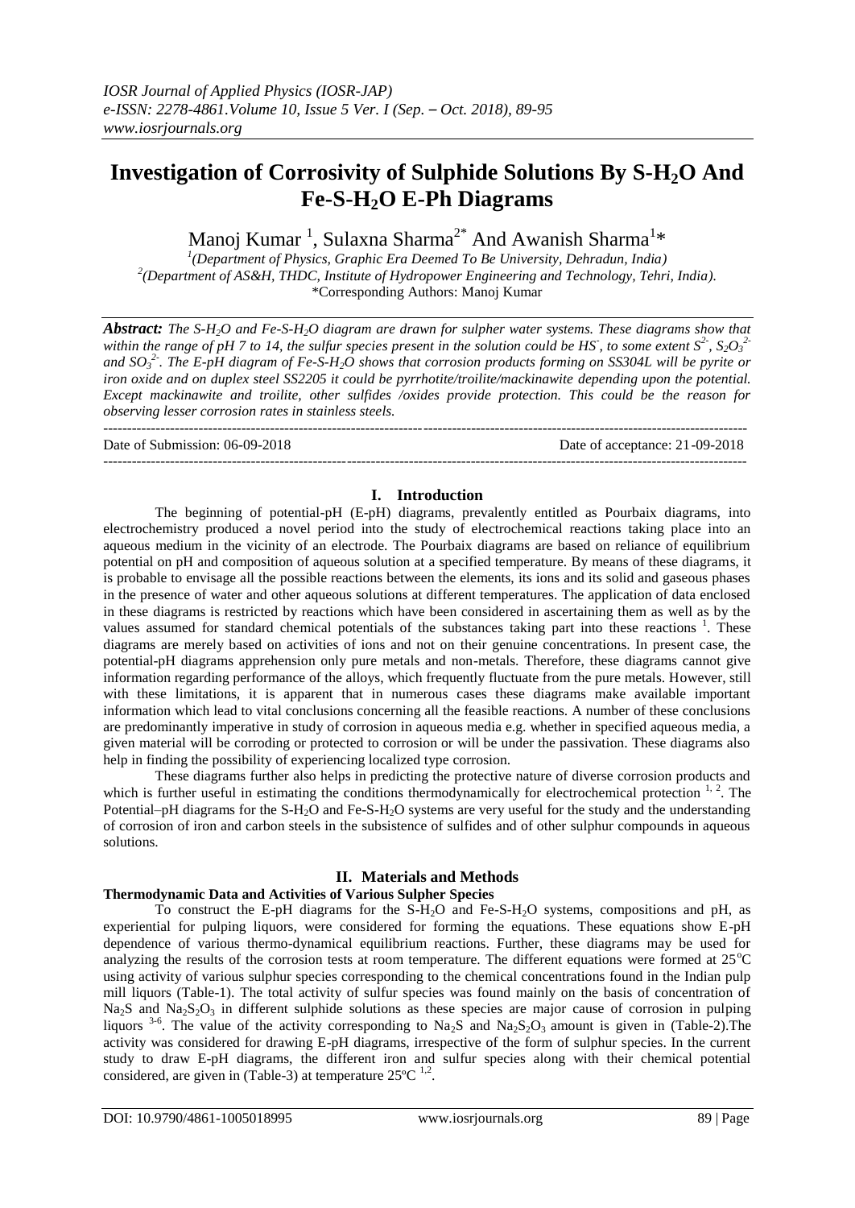# Investigation of Corrosivity of Sulphide Solutions By S-$H_2O$ And Fe-S-$H_2O$ E-Ph Diagrams

Manoj Kumar [1], Sulaxna Sharma[2*] And Awanish Sharma[1]*

[1](Department of Physics, Graphic Era Deemed To Be University, Dehradun, India)
[2](Department of AS&H, THDC, Institute of Hydropower Engineering and Technology, Tehri, India).
*Corresponding Authors: Manoj Kumar

***Abstract:*** *The S-$H_2O$ and Fe-S-$H_2O$ diagram are drawn for sulpher water systems. These diagrams show that within the range of pH 7 to 14, the sulfur species present in the solution could be $HS^-$, to some extent $S^{2-}$, $S_2O_3^{2-}$ and $SO_3^{2-}$. The E-pH diagram of Fe-S-$H_2O$ shows that corrosion products forming on SS304L will be pyrite or iron oxide and on duplex steel SS2205 it could be pyrrhotite/troilite/mackinawite depending upon the potential. Except mackinawite and troilite, other sulfides /oxides provide protection. This could be the reason for observing lesser corrosion rates in stainless steels.*

Date of Submission: 06-09-2018 Date of acceptance: 21-09-2018

## I. Introduction

The beginning of potential-pH (E-pH) diagrams, prevalently entitled as Pourbaix diagrams, into electrochemistry produced a novel period into the study of electrochemical reactions taking place into an aqueous medium in the vicinity of an electrode. The Pourbaix diagrams are based on reliance of equilibrium potential on pH and composition of aqueous solution at a specified temperature. By means of these diagrams, it is probable to envisage all the possible reactions between the elements, its ions and its solid and gaseous phases in the presence of water and other aqueous solutions at different temperatures. The application of data enclosed in these diagrams is restricted by reactions which have been considered in ascertaining them as well as by the values assumed for standard chemical potentials of the substances taking part into these reactions [1]. These diagrams are merely based on activities of ions and not on their genuine concentrations. In present case, the potential-pH diagrams apprehension only pure metals and non-metals. Therefore, these diagrams cannot give information regarding performance of the alloys, which frequently fluctuate from the pure metals. However, still with these limitations, it is apparent that in numerous cases these diagrams make available important information which lead to vital conclusions concerning all the feasible reactions. A number of these conclusions are predominantly imperative in study of corrosion in aqueous media e.g. whether in specified aqueous media, a given material will be corroding or protected to corrosion or will be under the passivation. These diagrams also help in finding the possibility of experiencing localized type corrosion.

These diagrams further also helps in predicting the protective nature of diverse corrosion products and which is further useful in estimating the conditions thermodynamically for electrochemical protection [1, 2]. The Potential–pH diagrams for the S-$H_2O$ and Fe-S-$H_2O$ systems are very useful for the study and the understanding of corrosion of iron and carbon steels in the subsistence of sulfides and of other sulphur compounds in aqueous solutions.

## II. Materials and Methods

### Thermodynamic Data and Activities of Various Sulpher Species

To construct the E-pH diagrams for the S-$H_2O$ and Fe-S-$H_2O$ systems, compositions and pH, as experiential for pulping liquors, were considered for forming the equations. These equations show E-pH dependence of various thermo-dynamical equilibrium reactions. Further, these diagrams may be used for analyzing the results of the corrosion tests at room temperature. The different equations were formed at 25°C using activity of various sulphur species corresponding to the chemical concentrations found in the Indian pulp mill liquors (Table-1). The total activity of sulfur species was found mainly on the basis of concentration of $Na_2S$ and $Na_2S_2O_3$ in different sulphide solutions as these species are major cause of corrosion in pulping liquors [3-6]. The value of the activity corresponding to $Na_2S$ and $Na_2S_2O_3$ amount is given in (Table-2).The activity was considered for drawing E-pH diagrams, irrespective of the form of sulphur species. In the current study to draw E-pH diagrams, the different iron and sulfur species along with their chemical potential considered, are given in (Table-3) at temperature 25ºC [1,2].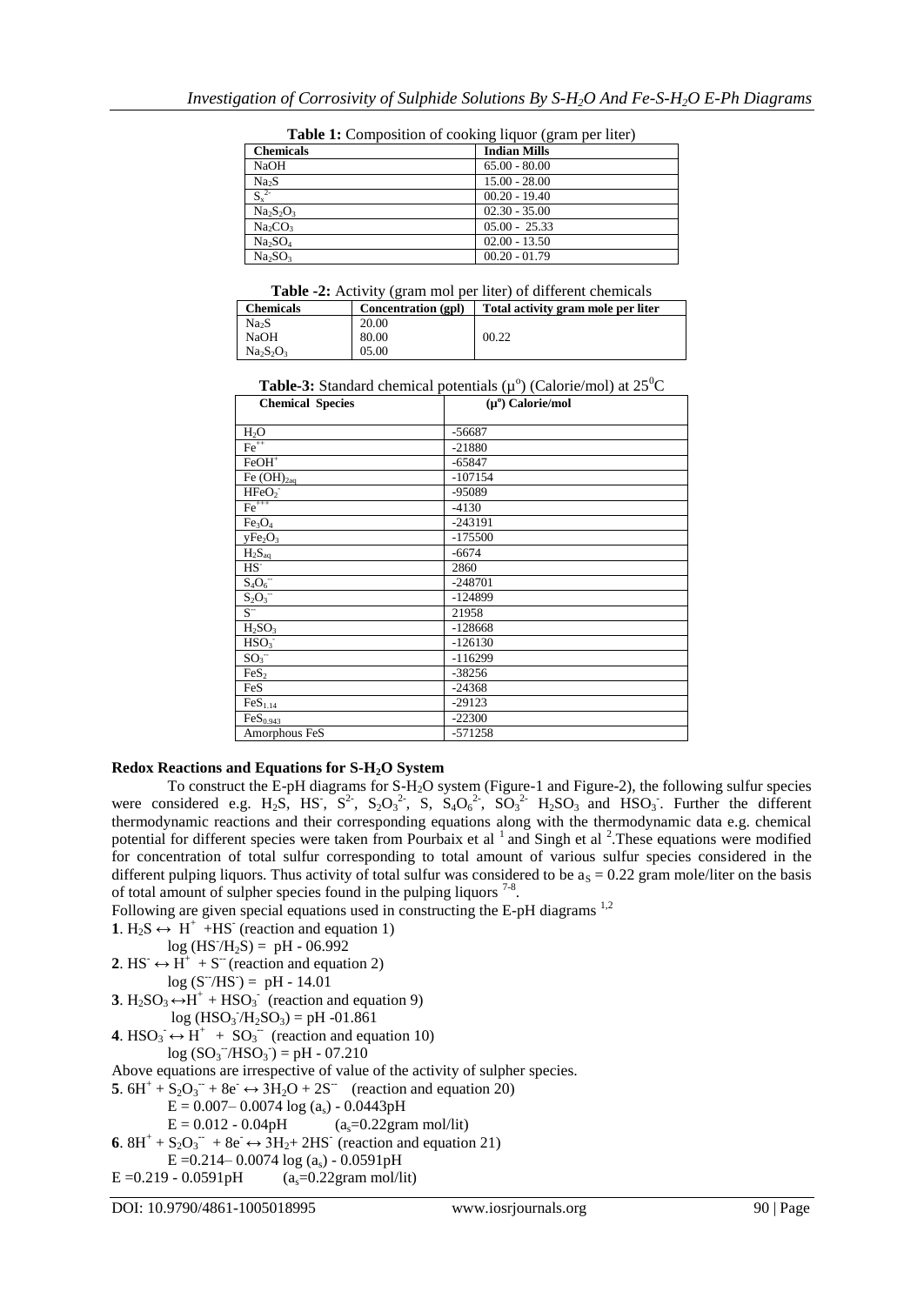**Table 1:** Composition of cooking liquor (gram per liter)

| Chemicals | Indian Mills |
|---|---|
| NaOH | 65.00 - 80.00 |
| $Na_2S$ | 15.00 - 28.00 |
| $S_x^{2-}$ | 00.20 - 19.40 |
| $Na_2S_2O_3$ | 02.30 - 35.00 |
| $Na_2CO_3$ | 05.00 - 25.33 |
| $Na_2SO_4$ | 02.00 - 13.50 |
| $Na_2SO_3$ | 00.20 - 01.79 |

**Table -2:** Activity (gram mol per liter) of different chemicals

| Chemicals | Concentration (gpl) | Total activity gram mole per liter |
|---|---|---|
| $Na_2S$ | 20.00 | |
| NaOH | 80.00 | 00.22 |
| $Na_2S_2O_3$ | 05.00 | |

**Table-3:** Standard chemical potentials ($\mu^o$) (Calorie/mol) at $25^0C$

| Chemical Species | ($\mu^o$) Calorie/mol |
|---|---|
| $H_2O$ | -56687 |
| $Fe^{++}$ | -21880 |
| $FeOH^+$ | -65847 |
| $Fe(OH)_{2aq}$ | -107154 |
| $HFeO_2^-$ | -95089 |
| $Fe^{+++}$ | -4130 |
| $Fe_3O_4$ | -243191 |
| $yFe_2O_3$ | -175500 |
| $H_2S_{aq}$ | -6674 |
| $HS^-$ | 2860 |
| $S_4O_6^{--}$ | -248701 |
| $S_2O_3^{--}$ | -124899 |
| $S^{--}$ | 21958 |
| $H_2SO_3$ | -128668 |
| $HSO_3^-$ | -126130 |
| $SO_3^{--}$ | -116299 |
| $FeS_2$ | -38256 |
| FeS | -24368 |
| $FeS_{1.14}$ | -29123 |
| $FeS_{0.943}$ | -22300 |
| Amorphous FeS | -571258 |

**Redox Reactions and Equations for S-$H_2O$ System**

To construct the E-pH diagrams for S-$H_2O$ system (Figure-1 and Figure-2), the following sulfur species were considered e.g. $H_2S$, $HS^-$, $S^{2-}$, $S_2O_3^{2-}$, S, $S_4O_6^{2-}$, $SO_3^{2-}$ $H_2SO_3$ and $HSO_3^-$. Further the different thermodynamic reactions and their corresponding equations along with the thermodynamic data e.g. chemical potential for different species were taken from Pourbaix et al [1] and Singh et al [2]. These equations were modified for concentration of total sulfur corresponding to total amount of various sulfur species considered in the different pulping liquors. Thus activity of total sulfur was considered to be $a_S = 0.22$ gram mole/liter on the basis of total amount of sulpher species found in the pulping liquors [7-8].

Following are given special equations used in constructing the E-pH diagrams [1,2]

**1**. $H_2S \leftrightarrow H^+ + HS^-$ (reaction and equation 1)

$\log (HS^-/H_2S) = pH - 06.992$

**2**. $HS^- \leftrightarrow H^+ + S^{--}$ (reaction and equation 2)

$\log (S^{--}/HS^-) = pH - 14.01$

**3**. $H_2SO_3 \leftrightarrow H^+ + HSO_3^-$ (reaction and equation 9)

$\log (HSO_3^-/H_2SO_3) = pH - 01.861$

**4**. $HSO_3^- \leftrightarrow H^+ + SO_3^{--}$ (reaction and equation 10)

$\log (SO_3^{--}/HSO_3^-) = pH - 07.210$

Above equations are irrespective of value of the activity of sulpher species.

**5**. $6H^+ + S_2O_3^{--} + 8e^- \leftrightarrow 3H_2O + 2S^{--}$ (reaction and equation 20)

$E = 0.007 - 0.0074 \log (a_s) - 0.0443pH$

$E = 0.012 - 0.04pH$ ($a_s$=0.22gram mol/lit)

**6**. $8H^+ + S_2O_3^{--} + 8e^- \leftrightarrow 3H_2 + 2HS^-$ (reaction and equation 21)

$E = 0.214 - 0.0074 \log (a_s) - 0.0591pH$

$E = 0.219 - 0.0591pH$ ($a_s$=0.22gram mol/lit)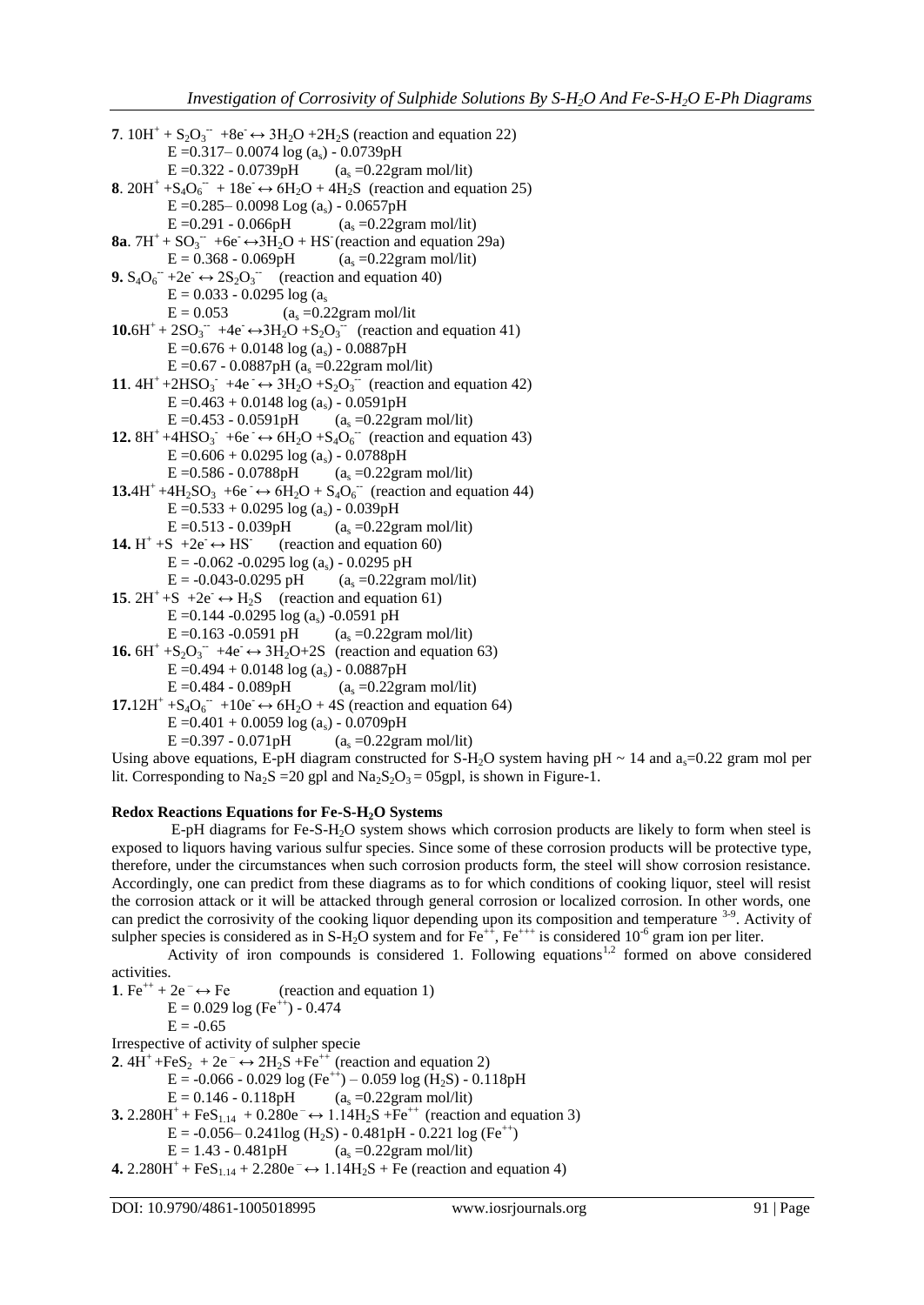**7**. $10H^+ + S_2O_3^{--} + 8e^- \leftrightarrow 3H_2O + 2H_2S$ (reaction and equation 22)

$E = 0.317 - 0.0074 \log (a_s) - 0.0739pH$

$E = 0.322 - 0.0739pH$ ($a_s = 0.22$gram mol/lit)

**8**. $20H^+ + S_4O_6^{--} + 18e^- \leftrightarrow 6H_2O + 4H_2S$ (reaction and equation 25)

$E = 0.285 - 0.0098 \text{ Log } (a_s) - 0.0657pH$

$E = 0.291 - 0.066pH$ ($a_s = 0.22$gram mol/lit)

**8a**. $7H^+ + SO_3^{--} + 6e^- \leftrightarrow 3H_2O + HS^-$ (reaction and equation 29a)

$E = 0.368 - 0.069pH$ ($a_s = 0.22$gram mol/lit)

**9.** $S_4O_6^{--} + 2e^- \leftrightarrow 2S_2O_3^{--}$ (reaction and equation 40)

$E = 0.033 - 0.0295 \log (a_s$

$E = 0.053$ ($a_s = 0.22$gram mol/lit

**10.** $6H^+ + 2SO_3^{--} + 4e^- \leftrightarrow 3H_2O + S_2O_3^{--}$ (reaction and equation 41)

$E = 0.676 + 0.0148 \log (a_s) - 0.0887pH$

$E = 0.67 - 0.0887pH$ ($a_s = 0.22$gram mol/lit)

**11**. $4H^+ + 2HSO_3^- + 4e^- \leftrightarrow 3H_2O + S_2O_3^{--}$ (reaction and equation 42)

$E = 0.463 + 0.0148 \log (a_s) - 0.0591pH$

$E = 0.453 - 0.0591pH$ ($a_s = 0.22$gram mol/lit)

**12.** $8H^+ + 4HSO_3^- + 6e^- \leftrightarrow 6H_2O + S_4O_6^{--}$ (reaction and equation 43)

$E = 0.606 + 0.0295 \log (a_s) - 0.0788pH$

$E = 0.586 - 0.0788pH$ ($a_s = 0.22$gram mol/lit)

**13.** $4H^+ + 4H_2SO_3 + 6e^- \leftrightarrow 6H_2O + S_4O_6^{--}$ (reaction and equation 44)

$E = 0.533 + 0.0295 \log (a_s) - 0.039pH$

$E = 0.513 - 0.039pH$ ($a_s = 0.22$gram mol/lit)

**14.** $H^+ + S + 2e^- \leftrightarrow HS^-$ (reaction and equation 60)

$E = -0.062 - 0.0295 \log (a_s) - 0.0295 \text{ pH}$

$E = -0.043 - 0.0295 \text{ pH}$ ($a_s = 0.22$gram mol/lit)

**15**. $2H^+ + S + 2e^- \leftrightarrow H_2S$ (reaction and equation 61)

$E = 0.144 - 0.0295 \log (a_s) - 0.0591 \text{ pH}$

$E = 0.163 - 0.0591 \text{ pH}$ ($a_s = 0.22$gram mol/lit)

**16.** $6H^+ + S_2O_3^{--} + 4e^- \leftrightarrow 3H_2O + 2S$ (reaction and equation 63)

$E = 0.494 + 0.0148 \log (a_s) - 0.0887pH$

$E = 0.484 - 0.089pH$ ($a_s = 0.22$gram mol/lit)

**17.** $12H^+ + S_4O_6^{--} + 10e^- \leftrightarrow 6H_2O + 4S$ (reaction and equation 64)

$E = 0.401 + 0.0059 \log (a_s) - 0.0709pH$

$E = 0.397 - 0.071pH$ ($a_s = 0.22$gram mol/lit)

Using above equations, E-pH diagram constructed for $S$-$H_2O$ system having pH ~ 14 and $a_s = 0.22$ gram mol per lit. Corresponding to $Na_2S = 20$ gpl and $Na_2S_2O_3 = 05$gpl, is shown in Figure-1.

### Redox Reactions Equations for Fe-S-H2O Systems

E-pH diagrams for $Fe$-$S$-$H_2O$ system shows which corrosion products are likely to form when steel is exposed to liquors having various sulfur species. Since some of these corrosion products will be protective type, therefore, under the circumstances when such corrosion products form, the steel will show corrosion resistance. Accordingly, one can predict from these diagrams as to for which conditions of cooking liquor, steel will resist the corrosion attack or it will be attacked through general corrosion or localized corrosion. In other words, one can predict the corrosivity of the cooking liquor depending upon its composition and temperature [3-9]. Activity of sulpher species is considered as in $S$-$H_2O$ system and for $Fe^{++}$, $Fe^{+++}$ is considered $10^{-6}$ gram ion per liter.

Activity of iron compounds is considered 1. Following equations[1,2] formed on above considered activities.

**1**. $Fe^{++} + 2e^- \leftrightarrow Fe$ (reaction and equation 1)

$E = 0.029 \log (Fe^{++}) - 0.474$

$E = -0.65$

Irrespective of activity of sulpher specie

**2**. $4H^+ + FeS_2 + 2e^- \leftrightarrow 2H_2S + Fe^{++}$ (reaction and equation 2)

$E = -0.066 - 0.029 \log (Fe^{++}) - 0.059 \log (H_2S) - 0.118pH$

$E = 0.146 - 0.118pH$ ($a_s = 0.22$gram mol/lit)

**3.** $2.280H^+ + FeS_{1.14} + 0.280e^- \leftrightarrow 1.14H_2S + Fe^{++}$ (reaction and equation 3)

$E = -0.056 - 0.241 \log (H_2S) - 0.481pH - 0.221 \log (Fe^{++})$

$E = 1.43 - 0.481pH$ ($a_s = 0.22$gram mol/lit)

**4.** $2.280H^+ + FeS_{1.14} + 2.280e^- \leftrightarrow 1.14H_2S + Fe$ (reaction and equation 4)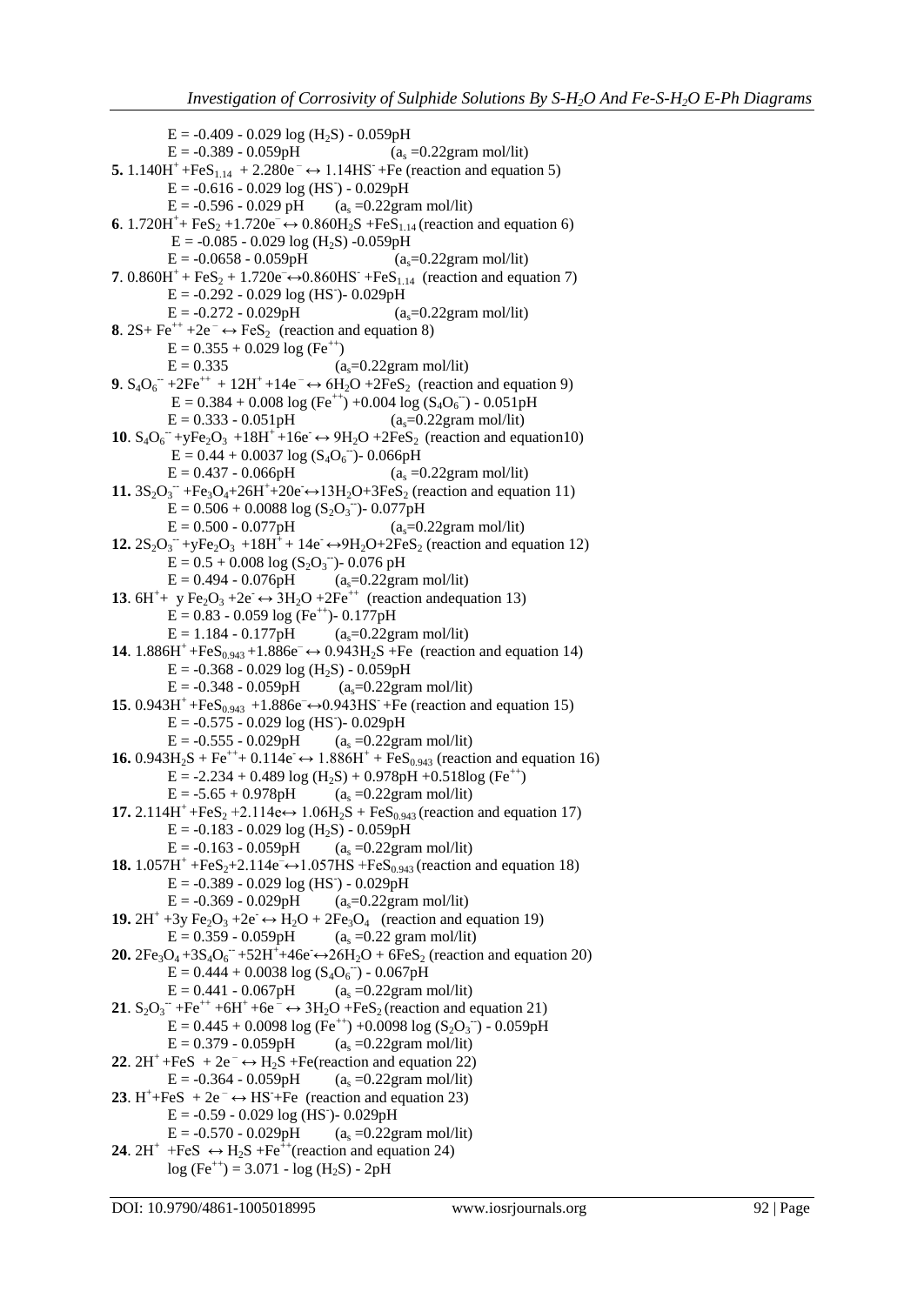$E = -0.409 - 0.029 \log (H_2S) - 0.059pH$

$E = -0.389 - 0.059pH$ $(a_s = 0.22\text{gram mol/lit})$

**5.** $1.140H^+ + FeS_{1.14} + 2.280e^- \leftrightarrow 1.14HS^- + Fe$ (reaction and equation 5)

$E = -0.616 - 0.029 \log (HS^-) - 0.029pH$

$E = -0.596 - 0.029\ pH$ $(a_s = 0.22\text{gram mol/lit})$

**6**. $1.720H^+ + FeS_2 + 1.720e^- \leftrightarrow 0.860H_2S + FeS_{1.14}$ (reaction and equation 6)

$E = -0.085 - 0.029 \log (H_2S) - 0.059pH$

$E = -0.0658 - 0.059pH$ $(a_s = 0.22\text{gram mol/lit})$

**7**. $0.860H^+ + FeS_2 + 1.720e^- \leftrightarrow 0.860HS^- + FeS_{1.14}$ (reaction and equation 7)

$E = -0.292 - 0.029 \log (HS^-) - 0.029pH$

$E = -0.272 - 0.029pH$ $(a_s = 0.22\text{gram mol/lit})$

**8**. $2S + Fe^{++} + 2e^- \leftrightarrow FeS_2$ (reaction and equation 8)

$E = 0.355 + 0.029 \log (Fe^{++})$

$E = 0.335$ $(a_s = 0.22\text{gram mol/lit})$

**9**. $S_4O_6^{--} + 2Fe^{++} + 12H^+ + 14e^- \leftrightarrow 6H_2O + 2FeS_2$ (reaction and equation 9)

$E = 0.384 + 0.008 \log (Fe^{++}) + 0.004 \log (S_4O_6^{--}) - 0.051pH$

$E = 0.333 - 0.051pH$ $(a_s = 0.22\text{gram mol/lit})$

**10**. $S_4O_6^{--} + yFe_2O_3 + 18H^+ + 16e^- \leftrightarrow 9H_2O + 2FeS_2$ (reaction and equation10)

$E = 0.44 + 0.0037 \log (S_4O_6^{--}) - 0.066pH$

$E = 0.437 - 0.066pH$ $(a_s = 0.22\text{gram mol/lit})$

**11.** $3S_2O_3^{--} + Fe_3O_4 + 26H^+ + 20e^- \leftrightarrow 13H_2O + 3FeS_2$ (reaction and equation 11)

$E = 0.506 + 0.0088 \log (S_2O_3^{--}) - 0.077pH$

$E = 0.500 - 0.077pH$ $(a_s = 0.22\text{gram mol/lit})$

**12.** $2S_2O_3^{--} + yFe_2O_3 + 18H^+ + 14e^- \leftrightarrow 9H_2O + 2FeS_2$ (reaction and equation 12)

$E = 0.5 + 0.008 \log (S_2O_3^{--}) - 0.076\ pH$

$E = 0.494 - 0.076pH$ $(a_s = 0.22\text{gram mol/lit})$

**13**. $6H^+ + y\ Fe_2O_3 + 2e^- \leftrightarrow 3H_2O + 2Fe^{++}$ (reaction andequation 13)

$E = 0.83 - 0.059 \log (Fe^{++}) - 0.177pH$

$E = 1.184 - 0.177pH$ $(a_s = 0.22\text{gram mol/lit})$

**14**. $1.886H^+ + FeS_{0.943} + 1.886e^- \leftrightarrow 0.943H_2S + Fe$ (reaction and equation 14)

$E = -0.368 - 0.029 \log (H_2S) - 0.059pH$

$E = -0.348 - 0.059pH$ $(a_s = 0.22\text{gram mol/lit})$

**15**. $0.943H^+ + FeS_{0.943} + 1.886e^- \leftrightarrow 0.943HS^- + Fe$ (reaction and equation 15)

$E = -0.575 - 0.029 \log (HS^-) - 0.029pH$

$E = -0.555 - 0.029pH$ $(a_s = 0.22\text{gram mol/lit})$

**16.** $0.943H_2S + Fe^{++} + 0.114e^- \leftrightarrow 1.886H^+ + FeS_{0.943}$ (reaction and equation 16)

$E = -2.234 + 0.489 \log (H_2S) + 0.978pH + 0.518\log (Fe^{++})$

$E = -5.65 + 0.978pH$ $(a_s = 0.22\text{gram mol/lit})$

**17.** $2.114H^+ + FeS_2 + 2.114e \leftrightarrow 1.06H_2S + FeS_{0.943}$ (reaction and equation 17)

$E = -0.183 - 0.029 \log (H_2S) - 0.059pH$

$E = -0.163 - 0.059pH$ $(a_s = 0.22\text{gram mol/lit})$

**18.** $1.057H^+ + FeS_2 + 2.114e^- \leftrightarrow 1.057HS + FeS_{0.943}$ (reaction and equation 18)

$E = -0.389 - 0.029 \log (HS^-) - 0.029pH$

$E = -0.369 - 0.029pH$ $(a_s = 0.22\text{gram mol/lit})$

**19.** $2H^+ + 3y\ Fe_2O_3 + 2e^- \leftrightarrow H_2O + 2Fe_3O_4$ (reaction and equation 19)

$E = 0.359 - 0.059pH$ $(a_s = 0.22\text{ gram mol/lit})$

**20.** $2Fe_3O_4 + 3S_4O_6^{--} + 52H^+ + 46e^- \leftrightarrow 26H_2O + 6FeS_2$ (reaction and equation 20)

$E = 0.444 + 0.0038 \log (S_4O_6^{--}) - 0.067pH$

$E = 0.441 - 0.067pH$ $(a_s = 0.22\text{gram mol/lit})$

**21**. $S_2O_3^{--} + Fe^{++} + 6H^+ + 6e^- \leftrightarrow 3H_2O + FeS_2$ (reaction and equation 21)

$E = 0.445 + 0.0098 \log (Fe^{++}) + 0.0098 \log (S_2O_3^{--}) - 0.059pH$

$E = 0.379 - 0.059pH$ $(a_s = 0.22\text{gram mol/lit})$

**22**. $2H^+ + FeS + 2e^- \leftrightarrow H_2S + Fe$(reaction and equation 22)

$E = -0.364 - 0.059pH$ $(a_s = 0.22\text{gram mol/lit})$

**23**. $H^+ + FeS + 2e^- \leftrightarrow HS^- + Fe$ (reaction and equation 23)

$E = -0.59 - 0.029 \log (HS^-) - 0.029pH$

$E = -0.570 - 0.029pH$ $(a_s = 0.22\text{gram mol/lit})$

**24**. $2H^+ + FeS \leftrightarrow H_2S + Fe^{++}$(reaction and equation 24)

$\log (Fe^{++}) = 3.071 - \log (H_2S) - 2pH$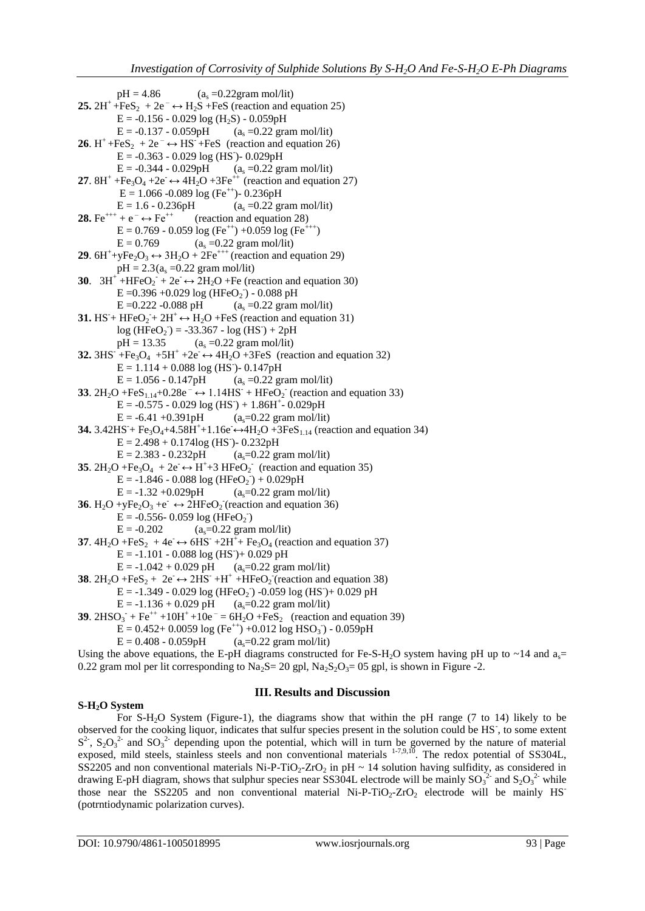$pH = 4.86$ ($a_s$ =0.22gram mol/lit)

**25.** $2H^+ + FeS_2 + 2e^- \leftrightarrow H_2S + FeS$ (reaction and equation 25)

$E = -0.156 - 0.029 \log (H_2S) - 0.059pH$

$E = -0.137 - 0.059pH$ ($a_s$ =0.22 gram mol/lit)

**26**. $H^+ + FeS_2 + 2e^- \leftrightarrow HS^- + FeS$ (reaction and equation 26)

$E = -0.363 - 0.029 \log (HS^-) - 0.029pH$

$E = -0.344 - 0.029pH$ ($a_s$ =0.22 gram mol/lit)

**27**. $8H^+ + Fe_3O_4 + 2e^- \leftrightarrow 4H_2O + 3Fe^{++}$ (reaction and equation 27)

$E = 1.066 - 0.089 \log (Fe^{++}) - 0.236pH$

$E = 1.6 - 0.236pH$ ($a_s$ =0.22 gram mol/lit)

**28.** $Fe^{+++} + e^- \leftrightarrow Fe^{++}$ (reaction and equation 28)

$E = 0.769 - 0.059 \log (Fe^{++}) + 0.059 \log (Fe^{+++})$

$E = 0.769$ ($a_s$ =0.22 gram mol/lit)

**29**. $6H^+ + yFe_2O_3 \leftrightarrow 3H_2O + 2Fe^{+++}$ (reaction and equation 29)

$pH = 2.3$($a_s$ =0.22 gram mol/lit)

**30**. $3H^+ + HFeO_2^- + 2e^- \leftrightarrow 2H_2O + Fe$ (reaction and equation 30)

$E = 0.396 + 0.029 \log (HFeO_2^-) - 0.088 pH$

$E = 0.222 - 0.088 pH$ ($a_s$ =0.22 gram mol/lit)

**31.** $HS^- + HFeO_2^- + 2H^+ \leftrightarrow H_2O + FeS$ (reaction and equation 31)

$\log (HFeO_2^-) = -33.367 - \log (HS^-) + 2pH$

$pH = 13.35$ ($a_s$ =0.22 gram mol/lit)

**32.** $3HS^- + Fe_3O_4 + 5H^+ + 2e^- \leftrightarrow 4H_2O + 3FeS$ (reaction and equation 32)

$E = 1.114 + 0.088 \log (HS^-) - 0.147pH$

$E = 1.056 - 0.147pH$ ($a_s$ =0.22 gram mol/lit)

**33**. $2H_2O + FeS_{1.14} + 0.28e^- \leftrightarrow 1.14HS^- + HFeO_2^-$ (reaction and equation 33)

$E = -0.575 - 0.029 \log (HS^-) + 1.86H^+ - 0.029pH$

$E = -6.41 + 0.391pH$ ($a_s$=0.22 gram mol/lit)

**34.** $3.42HS^- + Fe_3O_4 + 4.58H^+ + 1.16e^- \leftrightarrow 4H_2O + 3FeS_{1.14}$ (reaction and equation 34)

$E = 2.498 + 0.174\log (HS^-) - 0.232pH$

$E = 2.383 - 0.232pH$ ($a_s$=0.22 gram mol/lit)

**35**. $2H_2O + Fe_3O_4 + 2e^- \leftrightarrow H^+ + 3 HFeO_2^-$ (reaction and equation 35)

$E = -1.846 - 0.088 \log (HFeO_2^-) + 0.029pH$

$E = -1.32 + 0.029pH$ ($a_s$=0.22 gram mol/lit)

**36**. $H_2O + yFe_2O_3 + e^- \leftrightarrow 2HFeO_2^-$(reaction and equation 36)

$E = -0.556 - 0.059 \log (HFeO_2^-)$

$E = -0.202$ ($a_s$=0.22 gram mol/lit)

**37**. $4H_2O + FeS_2 + 4e^- \leftrightarrow 6HS^- + 2H^+ + Fe_3O_4$ (reaction and equation 37)

$E = -1.101 - 0.088 \log (HS^-) + 0.029 pH$

$E = -1.042 + 0.029 pH$ ($a_s$=0.22 gram mol/lit)

**38**. $2H_2O + FeS_2 + 2e^- \leftrightarrow 2HS^- + H^+ + HFeO_2^-$(reaction and equation 38)

$E = -1.349 - 0.029 \log (HFeO_2^-) - 0.059 \log (HS^-) + 0.029 pH$

$E = -1.136 + 0.029 pH$ ($a_s$=0.22 gram mol/lit)

**39**. $2HSO_3^- + Fe^{++} + 10H^+ + 10e^- = 6H_2O + FeS_2$ (reaction and equation 39)

$E = 0.452 + 0.0059 \log (Fe^{++}) + 0.012 \log HSO_3^-) - 0.059pH$

$E = 0.408 - 0.059pH$ ($a_s$=0.22 gram mol/lit)

Using the above equations, the E-pH diagrams constructed for Fe-S-$H_2O$ system having pH up to ~14 and $a_s$= 0.22 gram mol per lit corresponding to $Na_2S$= 20 gpl, $Na_2S_2O_3$= 05 gpl, is shown in Figure -2.

## III. Results and Discussion

**S-$H_2O$ System**

For S-$H_2O$ System (Figure-1), the diagrams show that within the pH range (7 to 14) likely to be observed for the cooking liquor, indicates that sulfur species present in the solution could be $HS^-$, to some extent $S^{2-}$, $S_2O_3^{2-}$ and $SO_3^{2-}$ depending upon the potential, which will in turn be governed by the nature of material exposed, mild steels, stainless steels and non conventional materials [1-7,9,10]. The redox potential of SS304L, SS2205 and non conventional materials Ni-P-$TiO_2$-$ZrO_2$ in pH ~ 14 solution having sulfidity, as considered in drawing E-pH diagram, shows that sulphur species near SS304L electrode will be mainly $SO_3^{2-}$ and $S_2O_3^{2-}$ while those near the SS2205 and non conventional material Ni-P-$TiO_2$-$ZrO_2$ electrode will be mainly $HS^-$ (potrntiodynamic polarization curves).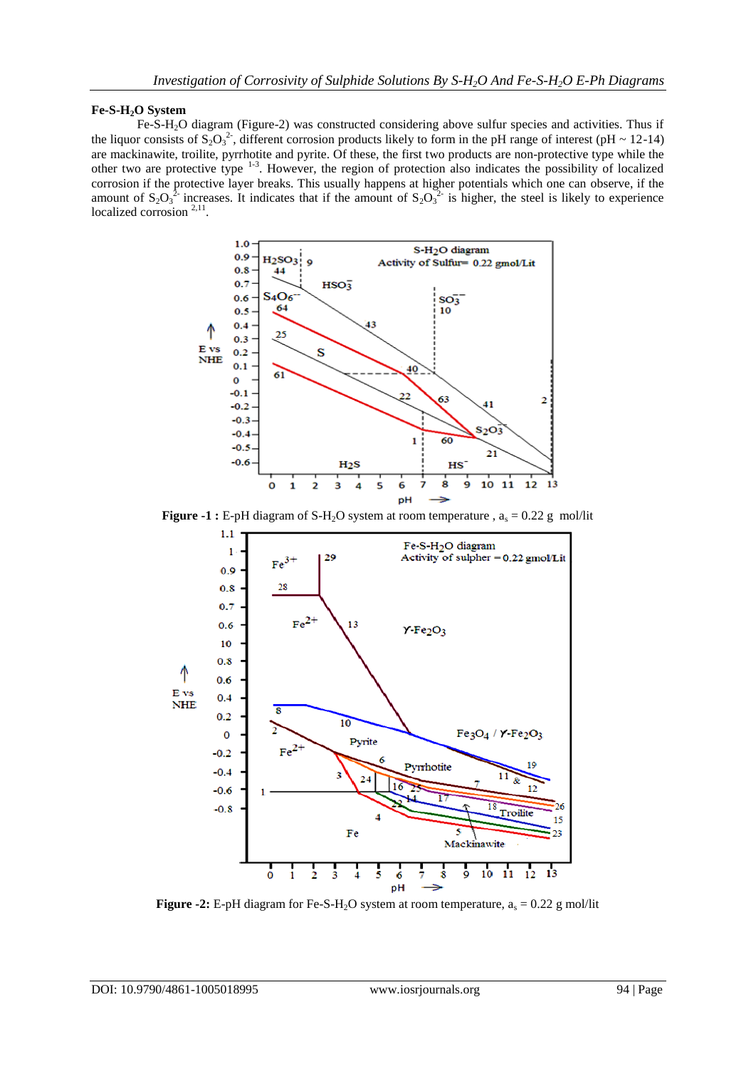### $Fe$-$S$-$H_2O$ System

$Fe$-$S$-$H_2O$ diagram (Figure-2) was constructed considering above sulfur species and activities. Thus if the liquor consists of $S_2O_3^{2-}$, different corrosion products likely to form in the pH range of interest (pH ~ 12-14) are mackinawite, troilite, pyrrhotite and pyrite. Of these, the first two products are non-protective type while the other two are protective type [1-3]. However, the region of protection also indicates the possibility of localized corrosion if the protective layer breaks. This usually happens at higher potentials which one can observe, if the amount of $S_2O_3^{2-}$ increases. It indicates that if the amount of $S_2O_3^{2-}$ is higher, the steel is likely to experience localized corrosion [2,11].

**Figure -1 :** E-pH diagram of $S$-$H_2O$ system at room temperature , $a_s = 0.22$ g mol/lit

**Figure -2:** E-pH diagram for $Fe$-$S$-$H_2O$ system at room temperature, $a_s = 0.22$ g mol/lit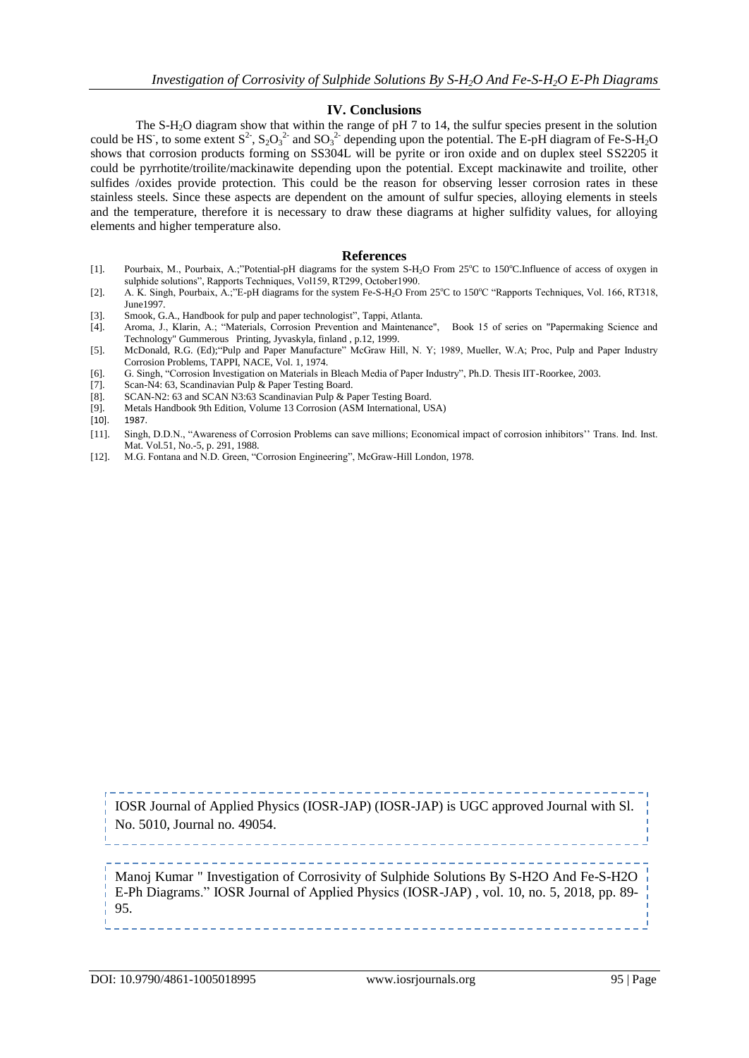## IV. Conclusions

The S-$H_2O$ diagram show that within the range of pH 7 to 14, the sulfur species present in the solution could be $HS^-$, to some extent $S^{2-}$, $S_2O_3^{2-}$ and $SO_3^{2-}$ depending upon the potential. The E-pH diagram of Fe-S-$H_2O$ shows that corrosion products forming on SS304L will be pyrite or iron oxide and on duplex steel SS2205 it could be pyrrhotite/troilite/mackinawite depending upon the potential. Except mackinawite and troilite, other sulfides /oxides provide protection. This could be the reason for observing lesser corrosion rates in these stainless steels. Since these aspects are dependent on the amount of sulfur species, alloying elements in steels and the temperature, therefore it is necessary to draw these diagrams at higher sulfidity values, for alloying elements and higher temperature also.

## References

[1]. Pourbaix, M., Pourbaix, A.;"Potential-pH diagrams for the system S-$H_2O$ From 25°C to 150°C.Influence of access of oxygen in sulphide solutions", Rapports Techniques, Vol159, RT299, October1990.

[2]. A. K. Singh, Pourbaix, A.;"E-pH diagrams for the system Fe-S-$H_2O$ From 25°C to 150°C "Rapports Techniques, Vol. 166, RT318, June1997.

[3]. Smook, G.A., Handbook for pulp and paper technologist", Tappi, Atlanta.

[4]. Aroma, J., Klarin, A.; "Materials, Corrosion Prevention and Maintenance", Book 15 of series on "Papermaking Science and Technology" Gummerous Printing, Jyvaskyla, finland , p.12, 1999.

[5]. McDonald, R.G. (Ed);"Pulp and Paper Manufacture" McGraw Hill, N. Y; 1989, Mueller, W.A; Proc, Pulp and Paper Industry Corrosion Problems, TAPPI, NACE, Vol. 1, 1974.

[6]. G. Singh, "Corrosion Investigation on Materials in Bleach Media of Paper Industry", Ph.D. Thesis IIT-Roorkee, 2003.

[7]. Scan-N4: 63, Scandinavian Pulp & Paper Testing Board.

[8]. SCAN-N2: 63 and SCAN N3:63 Scandinavian Pulp & Paper Testing Board.

[9]. Metals Handbook 9th Edition, Volume 13 Corrosion (ASM International, USA)

[10]. 1987.

[11]. Singh, D.D.N., "Awareness of Corrosion Problems can save millions; Economical impact of corrosion inhibitors'' Trans. Ind. Inst. Mat. Vol.51, No.-5, p. 291, 1988.

[12]. M.G. Fontana and N.D. Green, "Corrosion Engineering", McGraw-Hill London, 1978.

IOSR Journal of Applied Physics (IOSR-JAP) (IOSR-JAP) is UGC approved Journal with Sl. No. 5010, Journal no. 49054.

Manoj Kumar " Investigation of Corrosivity of Sulphide Solutions By S-H2O And Fe-S-H2O E-Ph Diagrams." IOSR Journal of Applied Physics (IOSR-JAP) , vol. 10, no. 5, 2018, pp. 89-95.